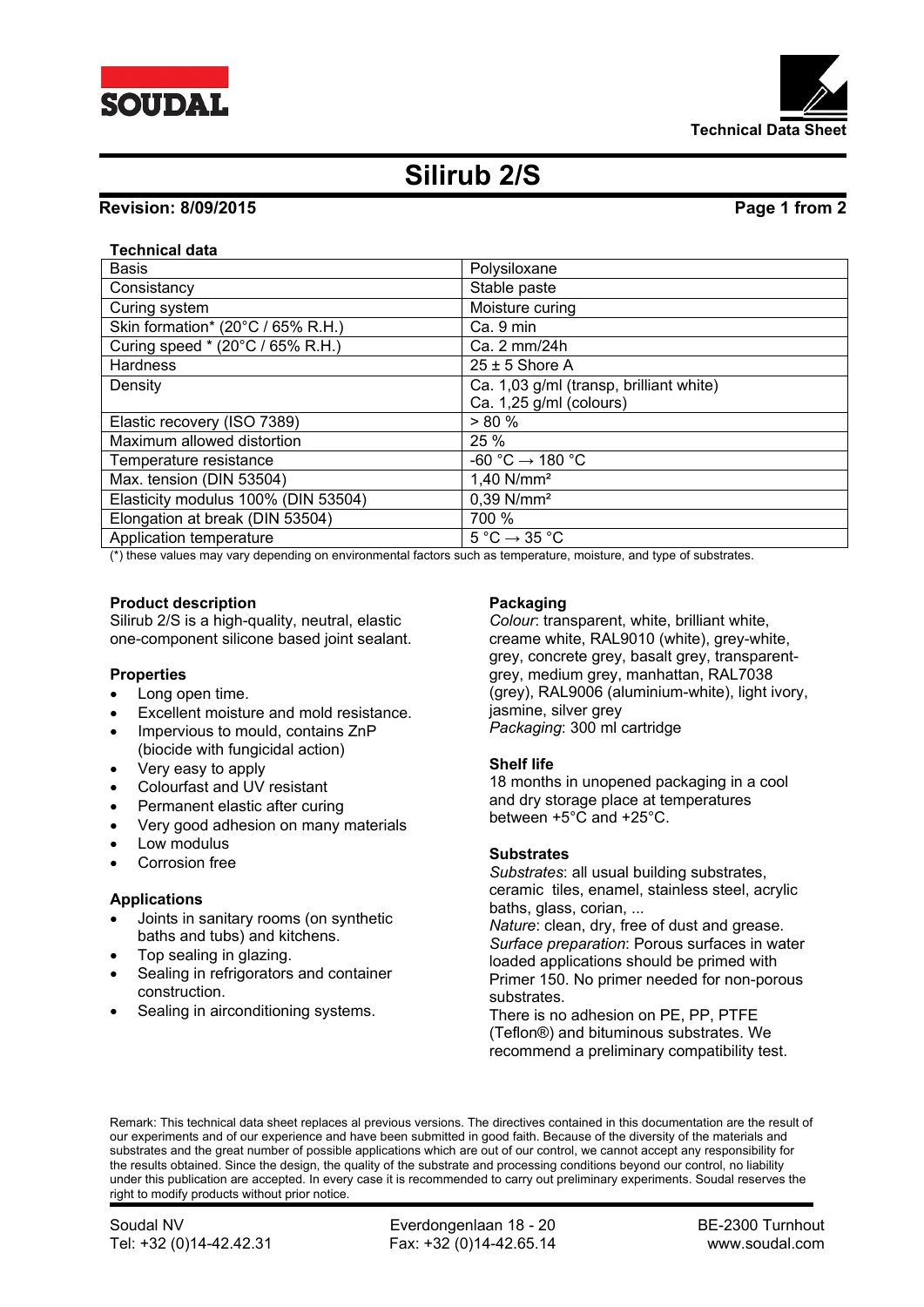# Silirub 2/S

**Revision: 8/09/2015**

**Technical data**

| Property | Value |
|---|---|
| Basis | Polysiloxane |
| Consistancy | Stable paste |
| Curing system | Moisture curing |
| Skin formation* (20°C / 65% R.H.) | Ca. 9 min |
| Curing speed * (20°C / 65% R.H.) | Ca. 2 mm/24h |
| Hardness | 25 ± 5 Shore A |
| Density | Ca. 1,03 g/ml (transp, brilliant white)<br>Ca. 1,25 g/ml (colours) |
| Elastic recovery (ISO 7389) | > 80 % |
| Maximum allowed distortion | 25 % |
| Temperature resistance | -60 °C → 180 °C |
| Max. tension (DIN 53504) | 1,40 N/mm² |
| Elasticity modulus 100% (DIN 53504) | 0,39 N/mm² |
| Elongation at break (DIN 53504) | 700 % |
| Application temperature | 5 °C → 35 °C |

(*) these values may vary depending on environmental factors such as temperature, moisture, and type of substrates.

**Product description**

Silirub 2/S is a high-quality, neutral, elastic one-component silicone based joint sealant.

**Properties**

- Long open time.
- Excellent moisture and mold resistance.
- Impervious to mould, contains ZnP (biocide with fungicidal action)
- Very easy to apply
- Colourfast and UV resistant
- Permanent elastic after curing
- Very good adhesion on many materials
- Low modulus
- Corrosion free

**Applications**

- Joints in sanitary rooms (on synthetic baths and tubs) and kitchens.
- Top sealing in glazing.
- Sealing in refrigorators and container construction.
- Sealing in airconditioning systems.

**Packaging**

*Colour*: transparent, white, brilliant white, creame white, RAL9010 (white), grey-white, grey, concrete grey, basalt grey, transparent-grey, medium grey, manhattan, RAL7038 (grey), RAL9006 (aluminium-white), light ivory, jasmine, silver grey

*Packaging*: 300 ml cartridge

**Shelf life**

18 months in unopened packaging in a cool and dry storage place at temperatures between +5°C and +25°C.

**Substrates**

*Substrates*: all usual building substrates, ceramic tiles, enamel, stainless steel, acrylic baths, glass, corian, ...

*Nature*: clean, dry, free of dust and grease.

*Surface preparation*: Porous surfaces in water loaded applications should be primed with Primer 150. No primer needed for non-porous substrates.

There is no adhesion on PE, PP, PTFE (Teflon®) and bituminous substrates. We recommend a preliminary compatibility test.

Remark: This technical data sheet replaces al previous versions. The directives contained in this documentation are the result of our experiments and of our experience and have been submitted in good faith. Because of the diversity of the materials and substrates and the great number of possible applications which are out of our control, we cannot accept any responsibility for the results obtained. Since the design, the quality of the substrate and processing conditions beyond our control, no liability under this publication are accepted. In every case it is recommended to carry out preliminary experiments. Soudal reserves the right to modify products without prior notice.

Soudal NV | Everdongenlaan 18 - 20 | BE-2300 Turnhout
Tel: +32 (0)14-42.42.31 | Fax: +32 (0)14-42.65.14 | www.soudal.com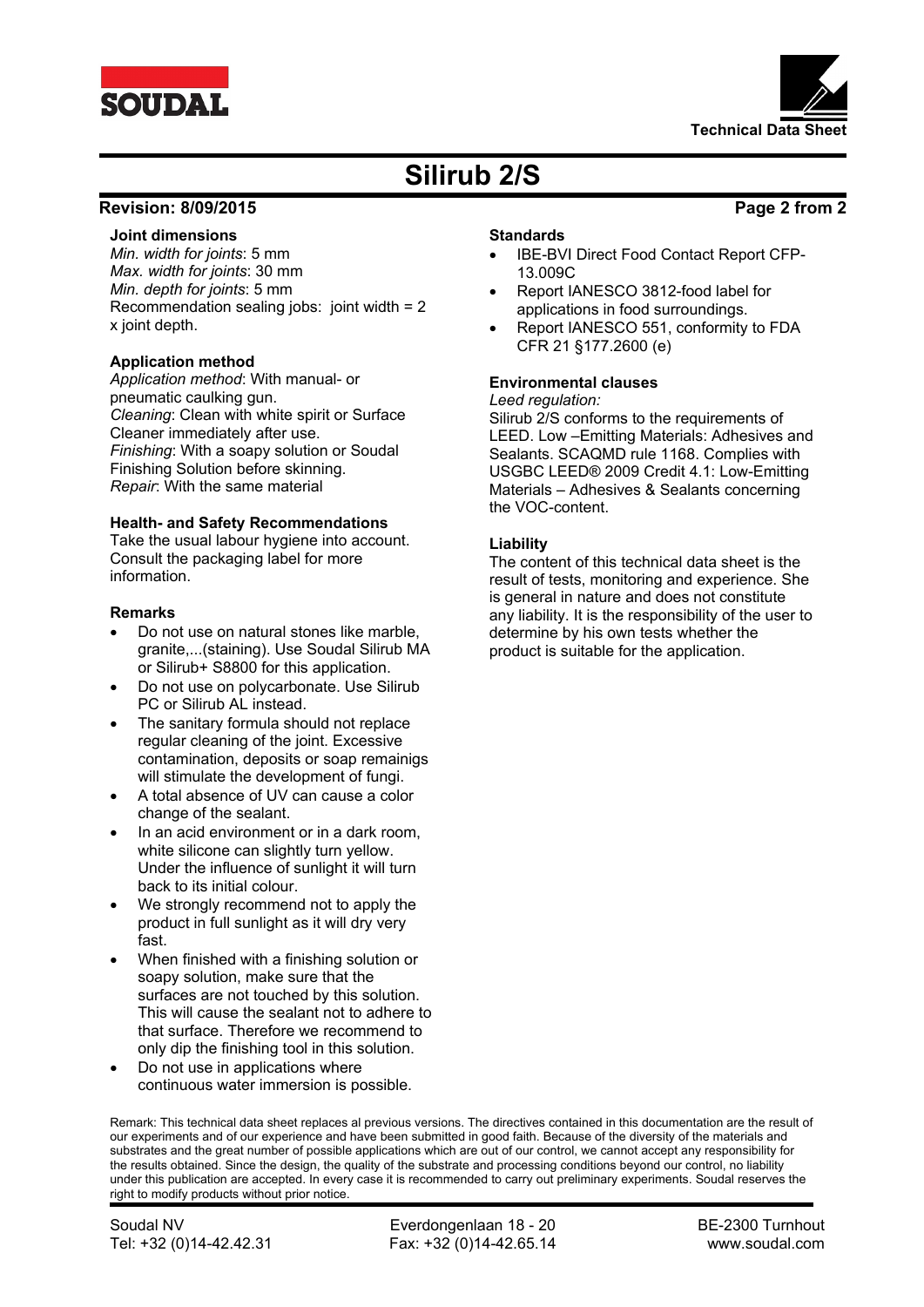# Silirub 2/S

**Revision: 8/09/2015**

**Joint dimensions**

*Min. width for joints*: 5 mm
*Max. width for joints*: 30 mm
*Min. depth for joints*: 5 mm
Recommendation sealing jobs: joint width = 2 x joint depth.

**Application method**

*Application method*: With manual- or pneumatic caulking gun.
*Cleaning*: Clean with white spirit or Surface Cleaner immediately after use.
*Finishing*: With a soapy solution or Soudal Finishing Solution before skinning.
*Repair*: With the same material

**Health- and Safety Recommendations**

Take the usual labour hygiene into account. Consult the packaging label for more information.

**Remarks**

- Do not use on natural stones like marble, granite,...(staining). Use Soudal Silirub MA or Silirub+ S8800 for this application.
- Do not use on polycarbonate. Use Silirub PC or Silirub AL instead.
- The sanitary formula should not replace regular cleaning of the joint. Excessive contamination, deposits or soap remainigs will stimulate the development of fungi.
- A total absence of UV can cause a color change of the sealant.
- In an acid environment or in a dark room, white silicone can slightly turn yellow. Under the influence of sunlight it will turn back to its initial colour.
- We strongly recommend not to apply the product in full sunlight as it will dry very fast.
- When finished with a finishing solution or soapy solution, make sure that the surfaces are not touched by this solution. This will cause the sealant not to adhere to that surface. Therefore we recommend to only dip the finishing tool in this solution.
- Do not use in applications where continuous water immersion is possible.

**Standards**

- IBE-BVI Direct Food Contact Report CFP-13.009C
- Report IANESCO 3812-food label for applications in food surroundings.
- Report IANESCO 551, conformity to FDA CFR 21 §177.2600 (e)

**Environmental clauses**

*Leed regulation:*
Silirub 2/S conforms to the requirements of LEED. Low –Emitting Materials: Adhesives and Sealants. SCAQMD rule 1168. Complies with USGBC LEED® 2009 Credit 4.1: Low-Emitting Materials – Adhesives & Sealants concerning the VOC-content.

**Liability**

The content of this technical data sheet is the result of tests, monitoring and experience. She is general in nature and does not constitute any liability. It is the responsibility of the user to determine by his own tests whether the product is suitable for the application.

Remark: This technical data sheet replaces al previous versions. The directives contained in this documentation are the result of our experiments and of our experience and have been submitted in good faith. Because of the diversity of the materials and substrates and the great number of possible applications which are out of our control, we cannot accept any responsibility for the results obtained. Since the design, the quality of the substrate and processing conditions beyond our control, no liability under this publication are accepted. In every case it is recommended to carry out preliminary experiments. Soudal reserves the right to modify products without prior notice.

Soudal NV
Tel: +32 (0)14-42.42.31

Everdongenlaan 18 - 20
Fax: +32 (0)14-42.65.14

BE-2300 Turnhout
www.soudal.com